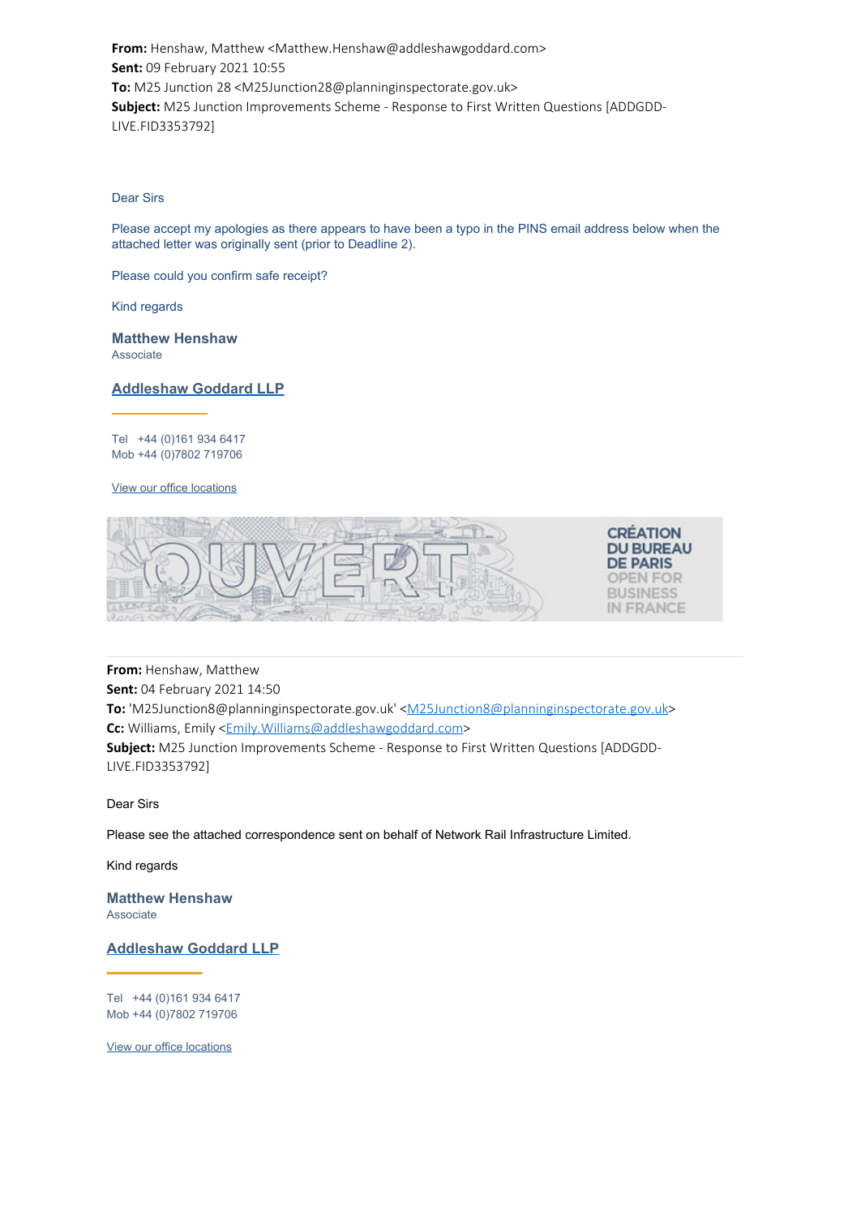**From:** Henshaw, Matthew <Matthew.Henshaw@addleshawgoddard.com>
**Sent:** 09 February 2021 10:55
**To:** M25 Junction 28 <M25Junction28@planninginspectorate.gov.uk>
**Subject:** M25 Junction Improvements Scheme - Response to First Written Questions [ADDGDD-LIVE.FID3353792]

Dear Sirs

Please accept my apologies as there appears to have been a typo in the PINS email address below when the attached letter was originally sent (prior to Deadline 2).

Please could you confirm safe receipt?

Kind regards

**Matthew Henshaw**
Associate

**Addleshaw Goddard LLP**

Tel +44 (0)161 934 6417
Mob +44 (0)7802 719706

View our office locations

OUVERT — CRÉATION DU BUREAU DE PARIS — OPEN FOR BUSINESS IN FRANCE

---

**From:** Henshaw, Matthew
**Sent:** 04 February 2021 14:50
**To:** 'M25Junction8@planninginspectorate.gov.uk' <M25Junction8@planninginspectorate.gov.uk>
**Cc:** Williams, Emily <Emily.Williams@addleshawgoddard.com>
**Subject:** M25 Junction Improvements Scheme - Response to First Written Questions [ADDGDD-LIVE.FID3353792]

Dear Sirs

Please see the attached correspondence sent on behalf of Network Rail Infrastructure Limited.

Kind regards

**Matthew Henshaw**
Associate

**Addleshaw Goddard LLP**

Tel +44 (0)161 934 6417
Mob +44 (0)7802 719706

View our office locations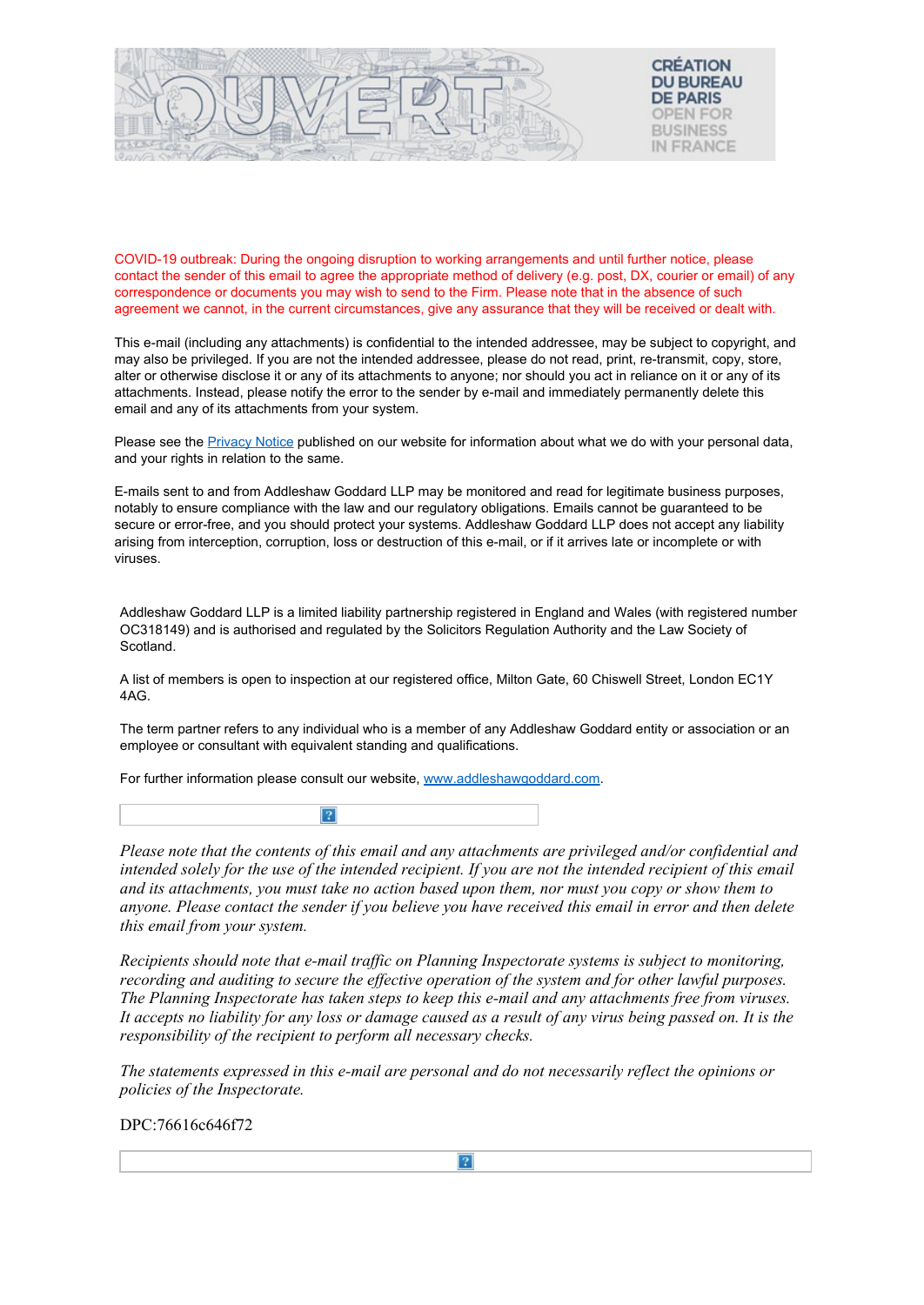CRÉATION DU BUREAU DE PARIS

OPEN FOR BUSINESS IN FRANCE

COVID-19 outbreak: During the ongoing disruption to working arrangements and until further notice, please contact the sender of this email to agree the appropriate method of delivery (e.g. post, DX, courier or email) of any correspondence or documents you may wish to send to the Firm. Please note that in the absence of such agreement we cannot, in the current circumstances, give any assurance that they will be received or dealt with.

This e-mail (including any attachments) is confidential to the intended addressee, may be subject to copyright, and may also be privileged. If you are not the intended addressee, please do not read, print, re-transmit, copy, store, alter or otherwise disclose it or any of its attachments to anyone; nor should you act in reliance on it or any of its attachments. Instead, please notify the error to the sender by e-mail and immediately permanently delete this email and any of its attachments from your system.

Please see the Privacy Notice published on our website for information about what we do with your personal data, and your rights in relation to the same.

E-mails sent to and from Addleshaw Goddard LLP may be monitored and read for legitimate business purposes, notably to ensure compliance with the law and our regulatory obligations. Emails cannot be guaranteed to be secure or error-free, and you should protect your systems. Addleshaw Goddard LLP does not accept any liability arising from interception, corruption, loss or destruction of this e-mail, or if it arrives late or incomplete or with viruses.

Addleshaw Goddard LLP is a limited liability partnership registered in England and Wales (with registered number OC318149) and is authorised and regulated by the Solicitors Regulation Authority and the Law Society of Scotland.

A list of members is open to inspection at our registered office, Milton Gate, 60 Chiswell Street, London EC1Y 4AG.

The term partner refers to any individual who is a member of any Addleshaw Goddard entity or association or an employee or consultant with equivalent standing and qualifications.

For further information please consult our website, www.addleshawgoddard.com.

*Please note that the contents of this email and any attachments are privileged and/or confidential and intended solely for the use of the intended recipient. If you are not the intended recipient of this email and its attachments, you must take no action based upon them, nor must you copy or show them to anyone. Please contact the sender if you believe you have received this email in error and then delete this email from your system.*

*Recipients should note that e-mail traffic on Planning Inspectorate systems is subject to monitoring, recording and auditing to secure the effective operation of the system and for other lawful purposes. The Planning Inspectorate has taken steps to keep this e-mail and any attachments free from viruses. It accepts no liability for any loss or damage caused as a result of any virus being passed on. It is the responsibility of the recipient to perform all necessary checks.*

*The statements expressed in this e-mail are personal and do not necessarily reflect the opinions or policies of the Inspectorate.*

DPC:76616c646f72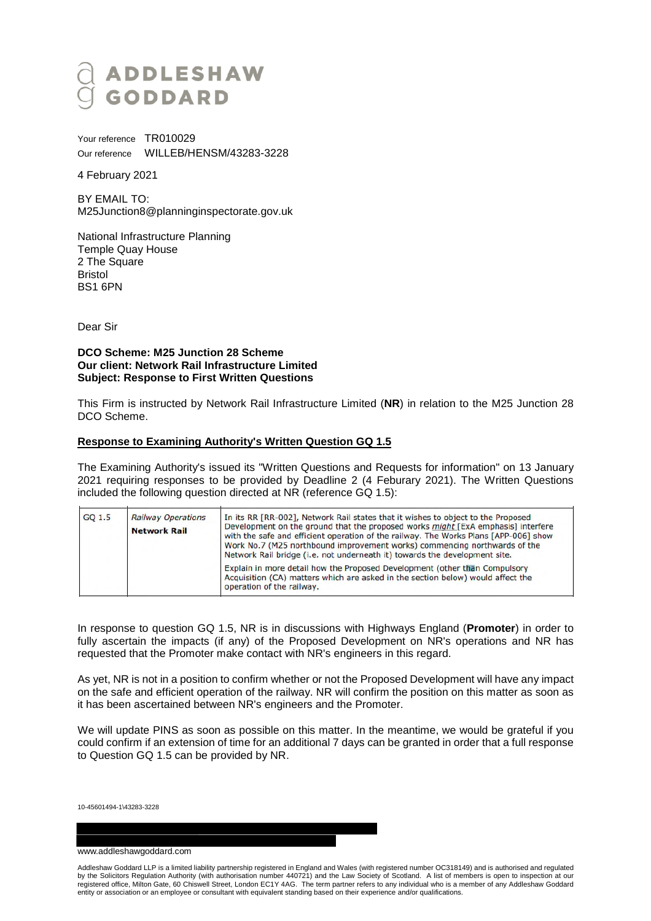# ADDLESHAW GODDARD

Your reference TR010029
Our reference WILLEB/HENSM/43283-3228

4 February 2021

BY EMAIL TO:
M25Junction8@planninginspectorate.gov.uk

National Infrastructure Planning
Temple Quay House
2 The Square
Bristol
BS1 6PN

Dear Sir

**DCO Scheme: M25 Junction 28 Scheme**
**Our client: Network Rail Infrastructure Limited**
**Subject: Response to First Written Questions**

This Firm is instructed by Network Rail Infrastructure Limited (**NR**) in relation to the M25 Junction 28 DCO Scheme.

**Response to Examining Authority's Written Question GQ 1.5**

The Examining Authority's issued its "Written Questions and Requests for information" on 13 January 2021 requiring responses to be provided by Deadline 2 (4 Feburary 2021). The Written Questions included the following question directed at NR (reference GQ 1.5):

| GQ 1.5 | *Railway Operations* **Network Rail** | In its RR [RR-002], Network Rail states that it wishes to object to the Proposed Development on the ground that the proposed works ***might*** [ExA emphasis] interfere with the safe and efficient operation of the railway. The Works Plans [APP-006] show Work No.7 (M25 northbound improvement works) commencing northwards of the Network Rail bridge (i.e. not underneath it) towards the development site. Explain in more detail how the Proposed Development (other than Compulsory Acquisition (CA) matters which are asked in the section below) would affect the operation of the railway. |
|---|---|---|

In response to question GQ 1.5, NR is in discussions with Highways England (**Promoter**) in order to fully ascertain the impacts (if any) of the Proposed Development on NR's operations and NR has requested that the Promoter make contact with NR's engineers in this regard.

As yet, NR is not in a position to confirm whether or not the Proposed Development will have any impact on the safe and efficient operation of the railway. NR will confirm the position on this matter as soon as it has been ascertained between NR's engineers and the Promoter.

We will update PINS as soon as possible on this matter. In the meantime, we would be grateful if you could confirm if an extension of time for an additional 7 days can be granted in order that a full response to Question GQ 1.5 can be provided by NR.

10-45601494-1\43283-3228

www.addleshawgoddard.com

Addleshaw Goddard LLP is a limited liability partnership registered in England and Wales (with registered number OC318149) and is authorised and regulated by the Solicitors Regulation Authority (with authorisation number 440721) and the Law Society of Scotland. A list of members is open to inspection at our registered office, Milton Gate, 60 Chiswell Street, London EC1Y 4AG. The term partner refers to any individual who is a member of any Addleshaw Goddard entity or association or an employee or consultant with equivalent standing based on their experience and/or qualifications.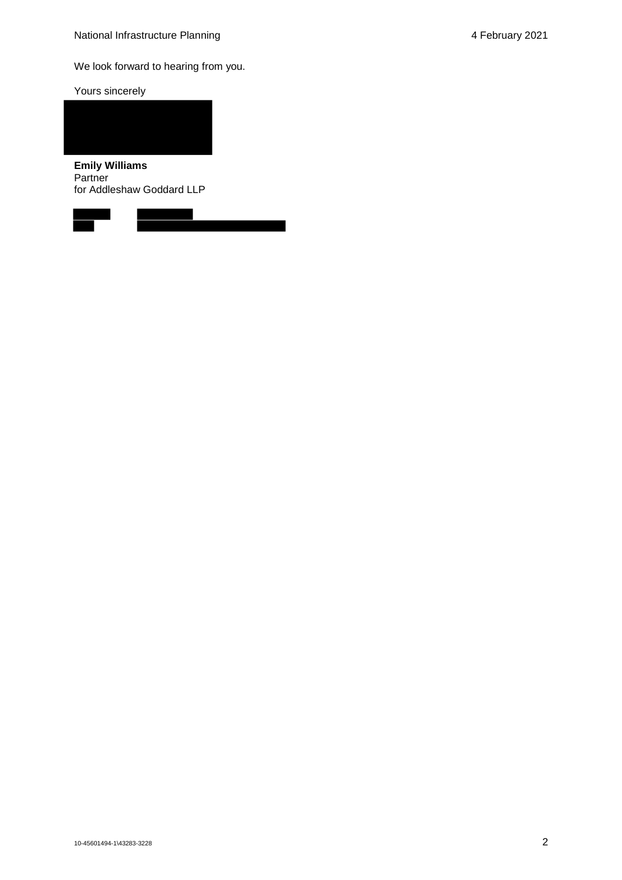We look forward to hearing from you.

Yours sincerely

**Emily Williams**
Partner
for Addleshaw Goddard LLP

10-45601494-1\43283-3228